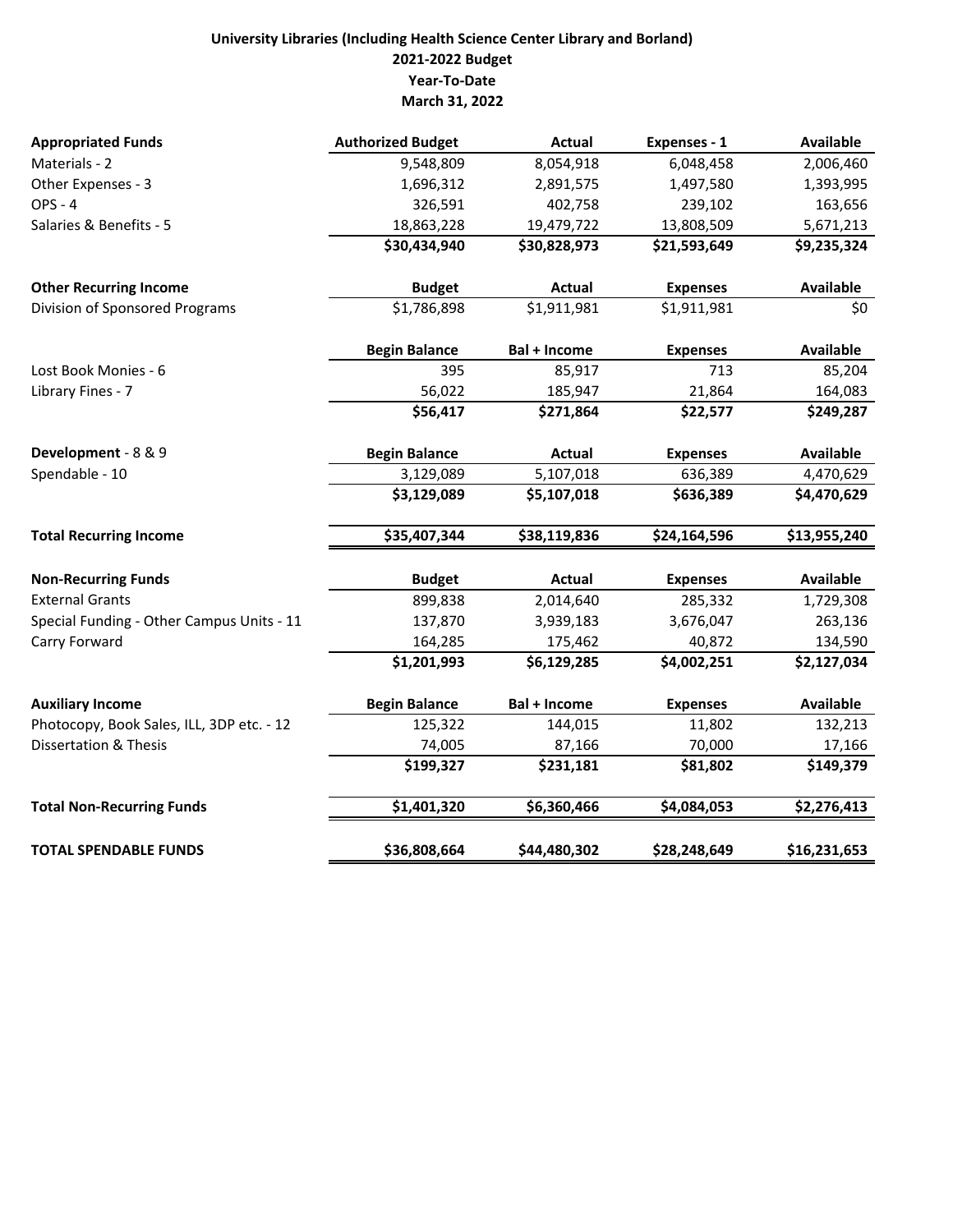**University Libraries (Including Health Science Center Library and Borland)**
**2021-2022 Budget**
**Year-To-Date**
**March 31, 2022**

| **Appropriated Funds** | **Authorized Budget** | **Actual** | **Expenses - 1** | **Available** |
|---|---|---|---|---|
| Materials - 2 | 9,548,809 | 8,054,918 | 6,048,458 | 2,006,460 |
| Other Expenses - 3 | 1,696,312 | 2,891,575 | 1,497,580 | 1,393,995 |
| OPS - 4 | 326,591 | 402,758 | 239,102 | 163,656 |
| Salaries & Benefits - 5 | 18,863,228 | 19,479,722 | 13,808,509 | 5,671,213 |
| | **$30,434,940** | **$30,828,973** | **$21,593,649** | **$9,235,324** |
| **Other Recurring Income** | **Budget** | **Actual** | **Expenses** | **Available** |
| Division of Sponsored Programs | $1,786,898 | $1,911,981 | $1,911,981 | $0 |
| | **Begin Balance** | **Bal + Income** | **Expenses** | **Available** |
| Lost Book Monies - 6 | 395 | 85,917 | 713 | 85,204 |
| Library Fines - 7 | 56,022 | 185,947 | 21,864 | 164,083 |
| | **$56,417** | **$271,864** | **$22,577** | **$249,287** |
| **Development** - 8 & 9 | **Begin Balance** | **Actual** | **Expenses** | **Available** |
| Spendable - 10 | 3,129,089 | 5,107,018 | 636,389 | 4,470,629 |
| | **$3,129,089** | **$5,107,018** | **$636,389** | **$4,470,629** |
| **Total Recurring Income** | **$35,407,344** | **$38,119,836** | **$24,164,596** | **$13,955,240** |
| **Non-Recurring Funds** | **Budget** | **Actual** | **Expenses** | **Available** |
| External Grants | 899,838 | 2,014,640 | 285,332 | 1,729,308 |
| Special Funding - Other Campus Units - 11 | 137,870 | 3,939,183 | 3,676,047 | 263,136 |
| Carry Forward | 164,285 | 175,462 | 40,872 | 134,590 |
| | **$1,201,993** | **$6,129,285** | **$4,002,251** | **$2,127,034** |
| **Auxiliary Income** | **Begin Balance** | **Bal + Income** | **Expenses** | **Available** |
| Photocopy, Book Sales, ILL, 3DP etc. - 12 | 125,322 | 144,015 | 11,802 | 132,213 |
| Dissertation & Thesis | 74,005 | 87,166 | 70,000 | 17,166 |
| | **$199,327** | **$231,181** | **$81,802** | **$149,379** |
| **Total Non-Recurring Funds** | **$1,401,320** | **$6,360,466** | **$4,084,053** | **$2,276,413** |
| **TOTAL SPENDABLE FUNDS** | **$36,808,664** | **$44,480,302** | **$28,248,649** | **$16,231,653** |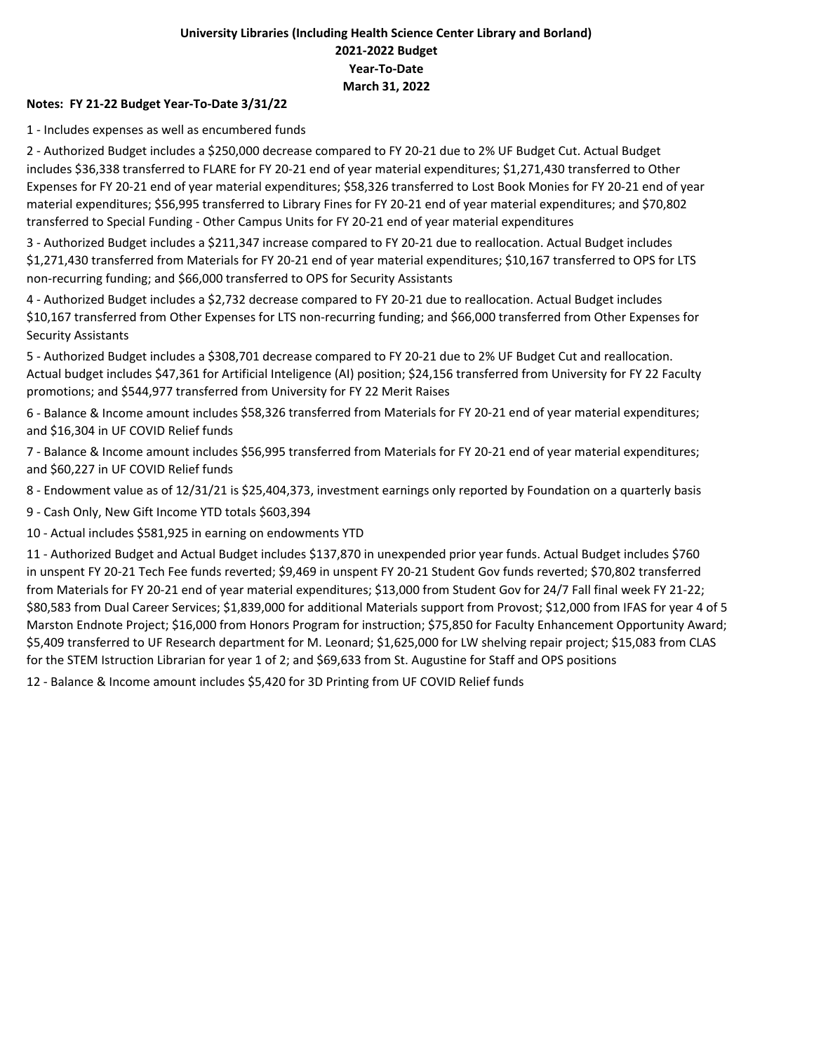**University Libraries (Including Health Science Center Library and Borland)**
**2021-2022 Budget**
**Year-To-Date**
**March 31, 2022**

**Notes: FY 21-22 Budget Year-To-Date 3/31/22**

1 - Includes expenses as well as encumbered funds

2 - Authorized Budget includes a $250,000 decrease compared to FY 20-21 due to 2% UF Budget Cut. Actual Budget includes $36,338 transferred to FLARE for FY 20-21 end of year material expenditures; $1,271,430 transferred to Other Expenses for FY 20-21 end of year material expenditures; $58,326 transferred to Lost Book Monies for FY 20-21 end of year material expenditures; $56,995 transferred to Library Fines for FY 20-21 end of year material expenditures; and $70,802 transferred to Special Funding - Other Campus Units for FY 20-21 end of year material expenditures

3 - Authorized Budget includes a $211,347 increase compared to FY 20-21 due to reallocation. Actual Budget includes $1,271,430 transferred from Materials for FY 20-21 end of year material expenditures; $10,167 transferred to OPS for LTS non-recurring funding; and $66,000 transferred to OPS for Security Assistants

4 - Authorized Budget includes a $2,732 decrease compared to FY 20-21 due to reallocation. Actual Budget includes $10,167 transferred from Other Expenses for LTS non-recurring funding; and $66,000 transferred from Other Expenses for Security Assistants

5 - Authorized Budget includes a $308,701 decrease compared to FY 20-21 due to 2% UF Budget Cut and reallocation. Actual budget includes $47,361 for Artificial Inteligence (AI) position; $24,156 transferred from University for FY 22 Faculty promotions; and $544,977 transferred from University for FY 22 Merit Raises

6 - Balance & Income amount includes $58,326 transferred from Materials for FY 20-21 end of year material expenditures; and $16,304 in UF COVID Relief funds

7 - Balance & Income amount includes $56,995 transferred from Materials for FY 20-21 end of year material expenditures; and $60,227 in UF COVID Relief funds

8 - Endowment value as of 12/31/21 is $25,404,373, investment earnings only reported by Foundation on a quarterly basis

9 - Cash Only, New Gift Income YTD totals $603,394

10 - Actual includes $581,925 in earning on endowments YTD

11 - Authorized Budget and Actual Budget includes $137,870 in unexpended prior year funds. Actual Budget includes $760 in unspent FY 20-21 Tech Fee funds reverted; $9,469 in unspent FY 20-21 Student Gov funds reverted; $70,802 transferred from Materials for FY 20-21 end of year material expenditures; $13,000 from Student Gov for 24/7 Fall final week FY 21-22; $80,583 from Dual Career Services; $1,839,000 for additional Materials support from Provost; $12,000 from IFAS for year 4 of 5 Marston Endnote Project; $16,000 from Honors Program for instruction; $75,850 for Faculty Enhancement Opportunity Award; $5,409 transferred to UF Research department for M. Leonard; $1,625,000 for LW shelving repair project; $15,083 from CLAS for the STEM Istruction Librarian for year 1 of 2; and $69,633 from St. Augustine for Staff and OPS positions

12 - Balance & Income amount includes $5,420 for 3D Printing from UF COVID Relief funds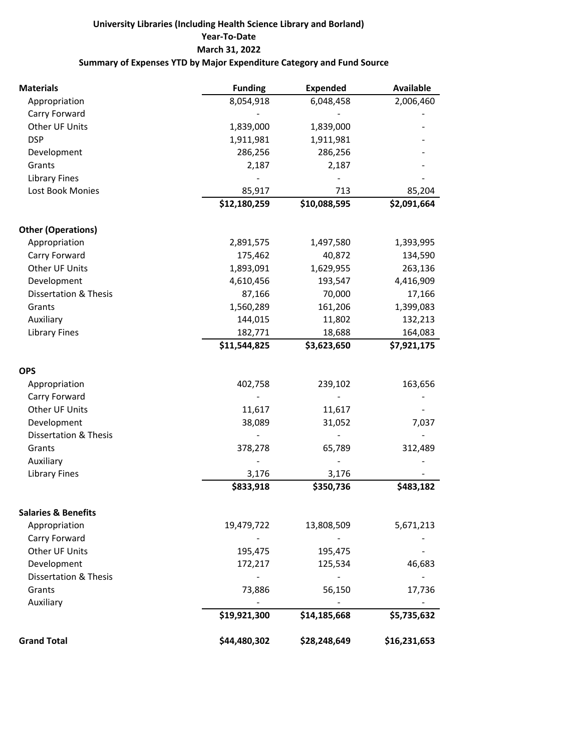**University Libraries (Including Health Science Library and Borland)**

**Year-To-Date**

**March 31, 2022**

**Summary of Expenses YTD by Major Expenditure Category and Fund Source**

| | Funding | Expended | Available |
|---|---|---|---|
| **Materials** | | | |
| Appropriation | 8,054,918 | 6,048,458 | 2,006,460 |
| Carry Forward | - | - | - |
| Other UF Units | 1,839,000 | 1,839,000 | - |
| DSP | 1,911,981 | 1,911,981 | - |
| Development | 286,256 | 286,256 | - |
| Grants | 2,187 | 2,187 | - |
| Library Fines | - | - | - |
| Lost Book Monies | 85,917 | 713 | 85,204 |
| | **$12,180,259** | **$10,088,595** | **$2,091,664** |
| **Other (Operations)** | | | |
| Appropriation | 2,891,575 | 1,497,580 | 1,393,995 |
| Carry Forward | 175,462 | 40,872 | 134,590 |
| Other UF Units | 1,893,091 | 1,629,955 | 263,136 |
| Development | 4,610,456 | 193,547 | 4,416,909 |
| Dissertation & Thesis | 87,166 | 70,000 | 17,166 |
| Grants | 1,560,289 | 161,206 | 1,399,083 |
| Auxiliary | 144,015 | 11,802 | 132,213 |
| Library Fines | 182,771 | 18,688 | 164,083 |
| | **$11,544,825** | **$3,623,650** | **$7,921,175** |
| **OPS** | | | |
| Appropriation | 402,758 | 239,102 | 163,656 |
| Carry Forward | - | - | - |
| Other UF Units | 11,617 | 11,617 | - |
| Development | 38,089 | 31,052 | 7,037 |
| Dissertation & Thesis | - | - | - |
| Grants | 378,278 | 65,789 | 312,489 |
| Auxiliary | - | - | - |
| Library Fines | 3,176 | 3,176 | - |
| | **$833,918** | **$350,736** | **$483,182** |
| **Salaries & Benefits** | | | |
| Appropriation | 19,479,722 | 13,808,509 | 5,671,213 |
| Carry Forward | - | - | - |
| Other UF Units | 195,475 | 195,475 | - |
| Development | 172,217 | 125,534 | 46,683 |
| Dissertation & Thesis | - | - | - |
| Grants | 73,886 | 56,150 | 17,736 |
| Auxiliary | - | - | - |
| | **$19,921,300** | **$14,185,668** | **$5,735,632** |
| **Grand Total** | **$44,480,302** | **$28,248,649** | **$16,231,653** |